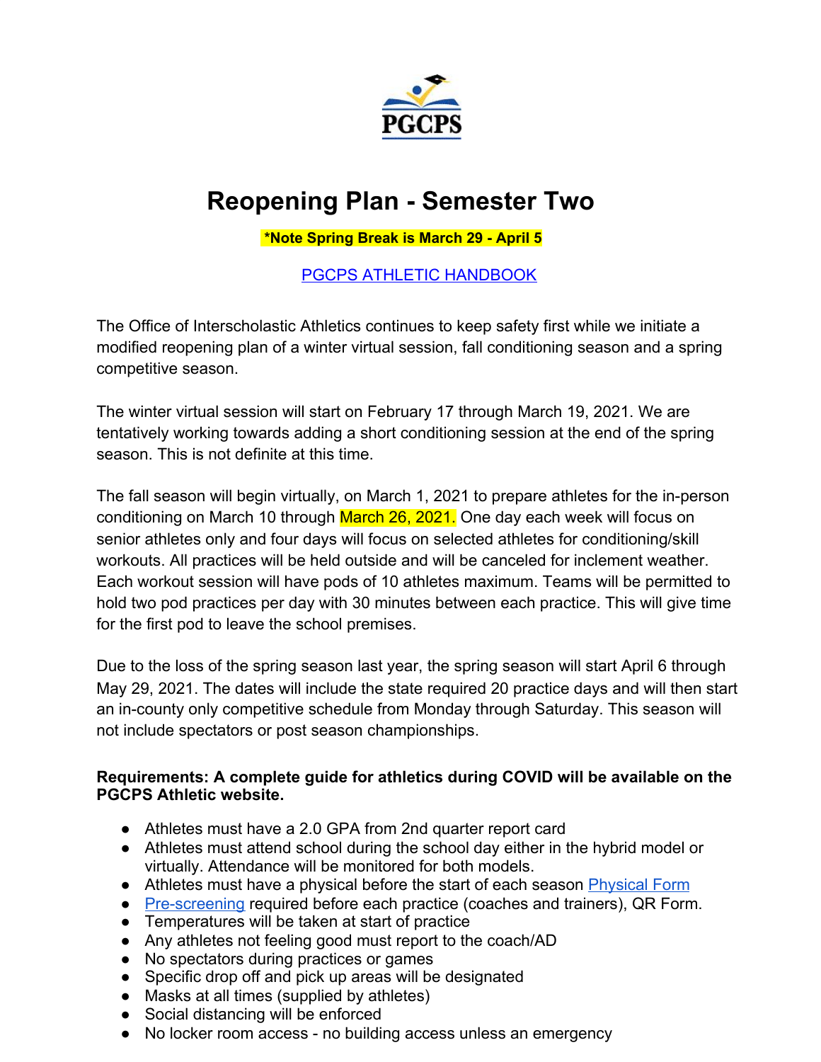# Reopening Plan - Semester Two

**\*Note Spring Break is March 29 - April 5**

PGCPS ATHLETIC HANDBOOK

The Office of Interscholastic Athletics continues to keep safety first while we initiate a modified reopening plan of a winter virtual session, fall conditioning season and a spring competitive season.

The winter virtual session will start on February 17 through March 19, 2021. We are tentatively working towards adding a short conditioning session at the end of the spring season. This is not definite at this time.

The fall season will begin virtually, on March 1, 2021 to prepare athletes for the in-person conditioning on March 10 through March 26, 2021. One day each week will focus on senior athletes only and four days will focus on selected athletes for conditioning/skill workouts. All practices will be held outside and will be canceled for inclement weather. Each workout session will have pods of 10 athletes maximum. Teams will be permitted to hold two pod practices per day with 30 minutes between each practice. This will give time for the first pod to leave the school premises.

Due to the loss of the spring season last year, the spring season will start April 6 through May 29, 2021. The dates will include the state required 20 practice days and will then start an in-county only competitive schedule from Monday through Saturday. This season will not include spectators or post season championships.

**Requirements: A complete guide for athletics during COVID will be available on the PGCPS Athletic website.**

- Athletes must have a 2.0 GPA from 2nd quarter report card
- Athletes must attend school during the school day either in the hybrid model or virtually. Attendance will be monitored for both models.
- Athletes must have a physical before the start of each season Physical Form
- Pre-screening required before each practice (coaches and trainers), QR Form.
- Temperatures will be taken at start of practice
- Any athletes not feeling good must report to the coach/AD
- No spectators during practices or games
- Specific drop off and pick up areas will be designated
- Masks at all times (supplied by athletes)
- Social distancing will be enforced
- No locker room access - no building access unless an emergency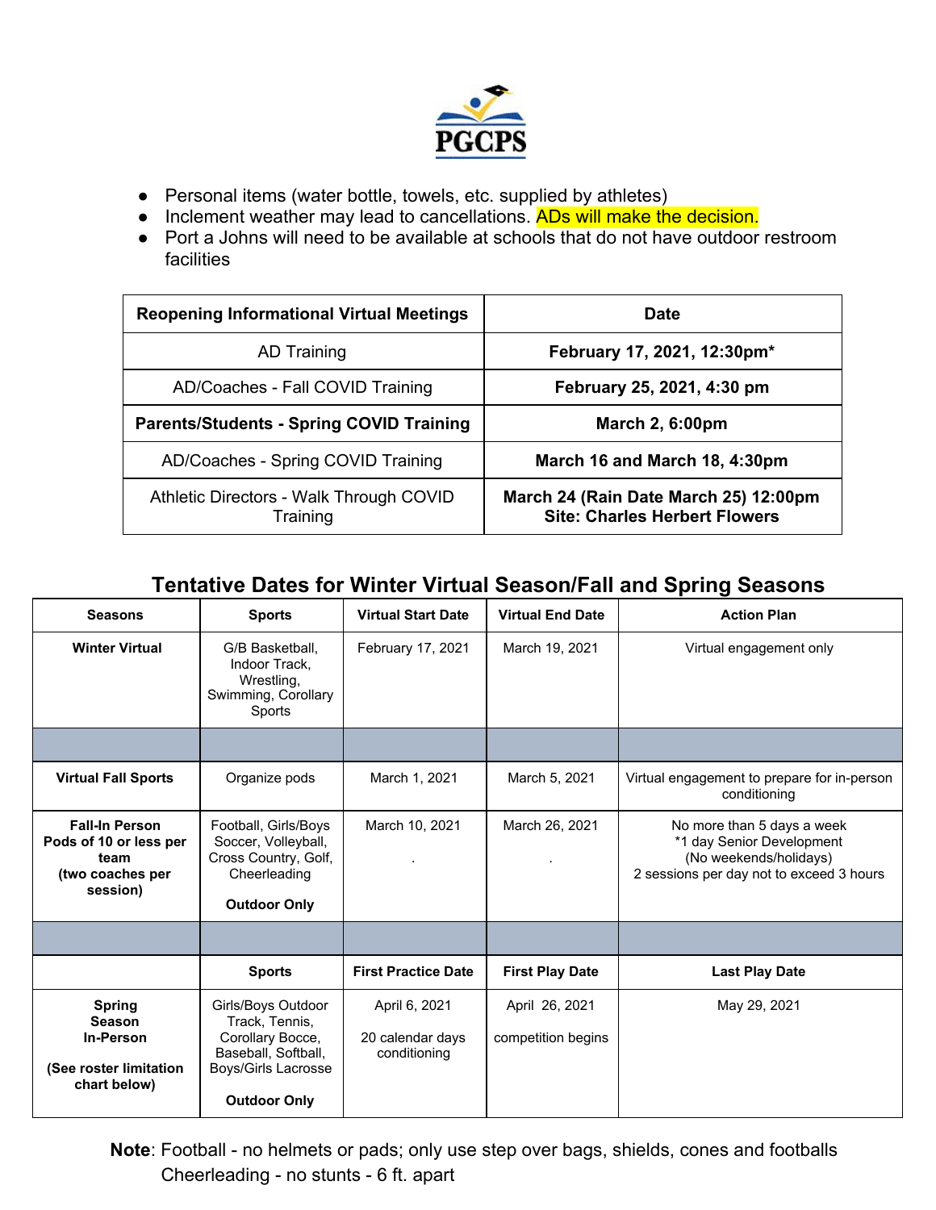- Personal items (water bottle, towels, etc. supplied by athletes)
- Inclement weather may lead to cancellations. ADs will make the decision.
- Port a Johns will need to be available at schools that do not have outdoor restroom facilities

| Reopening Informational Virtual Meetings | Date |
|---|---|
| AD Training | **February 17, 2021, 12:30pm*** |
| AD/Coaches - Fall COVID Training | **February 25, 2021, 4:30 pm** |
| **Parents/Students - Spring COVID Training** | **March 2, 6:00pm** |
| AD/Coaches - Spring COVID Training | **March 16 and March 18, 4:30pm** |
| Athletic Directors - Walk Through COVID Training | **March 24 (Rain Date March 25) 12:00pm Site: Charles Herbert Flowers** |

## Tentative Dates for Winter Virtual Season/Fall and Spring Seasons

| Seasons | Sports | Virtual Start Date | Virtual End Date | Action Plan |
|---|---|---|---|---|
| **Winter Virtual** | G/B Basketball, Indoor Track, Wrestling, Swimming, Corollary Sports | February 17, 2021 | March 19, 2021 | Virtual engagement only |
| | | | | |
| **Virtual Fall Sports** | Organize pods | March 1, 2021 | March 5, 2021 | Virtual engagement to prepare for in-person conditioning |
| **Fall-In Person Pods of 10 or less per team (two coaches per session)** | Football, Girls/Boys Soccer, Volleyball, Cross Country, Golf, Cheerleading **Outdoor Only** | March 10, 2021 . | March 26, 2021 . | No more than 5 days a week *1 day Senior Development (No weekends/holidays) 2 sessions per day not to exceed 3 hours |
| | | | | |
| | **Sports** | **First Practice Date** | **First Play Date** | **Last Play Date** |
| **Spring Season In-Person (See roster limitation chart below)** | Girls/Boys Outdoor Track, Tennis, Corollary Bocce, Baseball, Softball, Boys/Girls Lacrosse **Outdoor Only** | April 6, 2021 20 calendar days conditioning | April 26, 2021 competition begins | May 29, 2021 |

**Note**: Football - no helmets or pads; only use step over bags, shields, cones and footballs
Cheerleading - no stunts - 6 ft. apart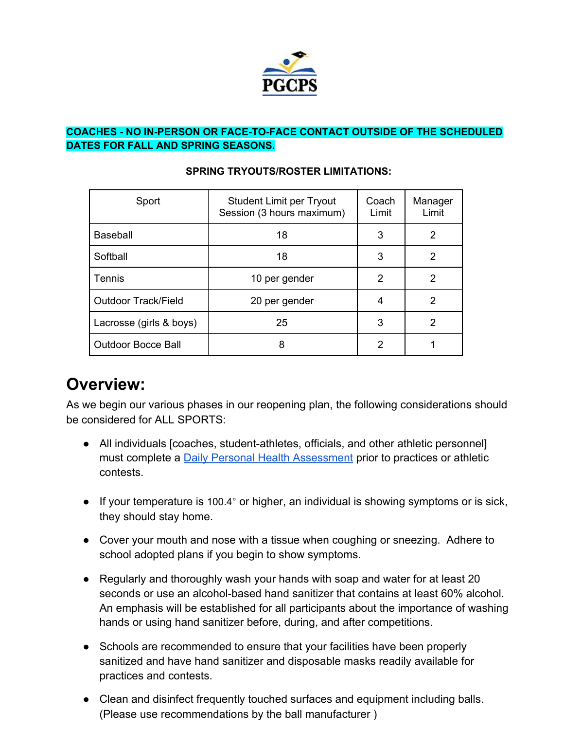**COACHES - NO IN-PERSON OR FACE-TO-FACE CONTACT OUTSIDE OF THE SCHEDULED DATES FOR FALL AND SPRING SEASONS.**

**SPRING TRYOUTS/ROSTER LIMITATIONS:**

| Sport | Student Limit per Tryout Session (3 hours maximum) | Coach Limit | Manager Limit |
|---|---|---|---|
| Baseball | 18 | 3 | 2 |
| Softball | 18 | 3 | 2 |
| Tennis | 10 per gender | 2 | 2 |
| Outdoor Track/Field | 20 per gender | 4 | 2 |
| Lacrosse (girls & boys) | 25 | 3 | 2 |
| Outdoor Bocce Ball | 8 | 2 | 1 |

## Overview:

As we begin our various phases in our reopening plan, the following considerations should be considered for ALL SPORTS:

- All individuals [coaches, student-athletes, officials, and other athletic personnel] must complete a Daily Personal Health Assessment prior to practices or athletic contests.
- If your temperature is 100.4° or higher, an individual is showing symptoms or is sick, they should stay home.
- Cover your mouth and nose with a tissue when coughing or sneezing. Adhere to school adopted plans if you begin to show symptoms.
- Regularly and thoroughly wash your hands with soap and water for at least 20 seconds or use an alcohol-based hand sanitizer that contains at least 60% alcohol. An emphasis will be established for all participants about the importance of washing hands or using hand sanitizer before, during, and after competitions.
- Schools are recommended to ensure that your facilities have been properly sanitized and have hand sanitizer and disposable masks readily available for practices and contests.
- Clean and disinfect frequently touched surfaces and equipment including balls. (Please use recommendations by the ball manufacturer )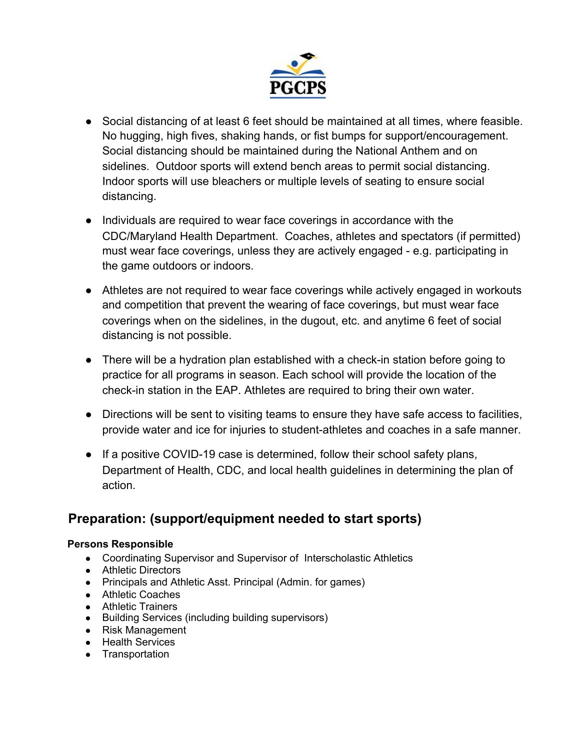- Social distancing of at least 6 feet should be maintained at all times, where feasible. No hugging, high fives, shaking hands, or fist bumps for support/encouragement. Social distancing should be maintained during the National Anthem and on sidelines. Outdoor sports will extend bench areas to permit social distancing. Indoor sports will use bleachers or multiple levels of seating to ensure social distancing.

- Individuals are required to wear face coverings in accordance with the CDC/Maryland Health Department. Coaches, athletes and spectators (if permitted) must wear face coverings, unless they are actively engaged - e.g. participating in the game outdoors or indoors.

- Athletes are not required to wear face coverings while actively engaged in workouts and competition that prevent the wearing of face coverings, but must wear face coverings when on the sidelines, in the dugout, etc. and anytime 6 feet of social distancing is not possible.

- There will be a hydration plan established with a check-in station before going to practice for all programs in season. Each school will provide the location of the check-in station in the EAP. Athletes are required to bring their own water.

- Directions will be sent to visiting teams to ensure they have safe access to facilities, provide water and ice for injuries to student-athletes and coaches in a safe manner.

- If a positive COVID-19 case is determined, follow their school safety plans, Department of Health, CDC, and local health guidelines in determining the plan of action.

## Preparation: (support/equipment needed to start sports)

**Persons Responsible**

- Coordinating Supervisor and Supervisor of Interscholastic Athletics
- Athletic Directors
- Principals and Athletic Asst. Principal (Admin. for games)
- Athletic Coaches
- Athletic Trainers
- Building Services (including building supervisors)
- Risk Management
- Health Services
- Transportation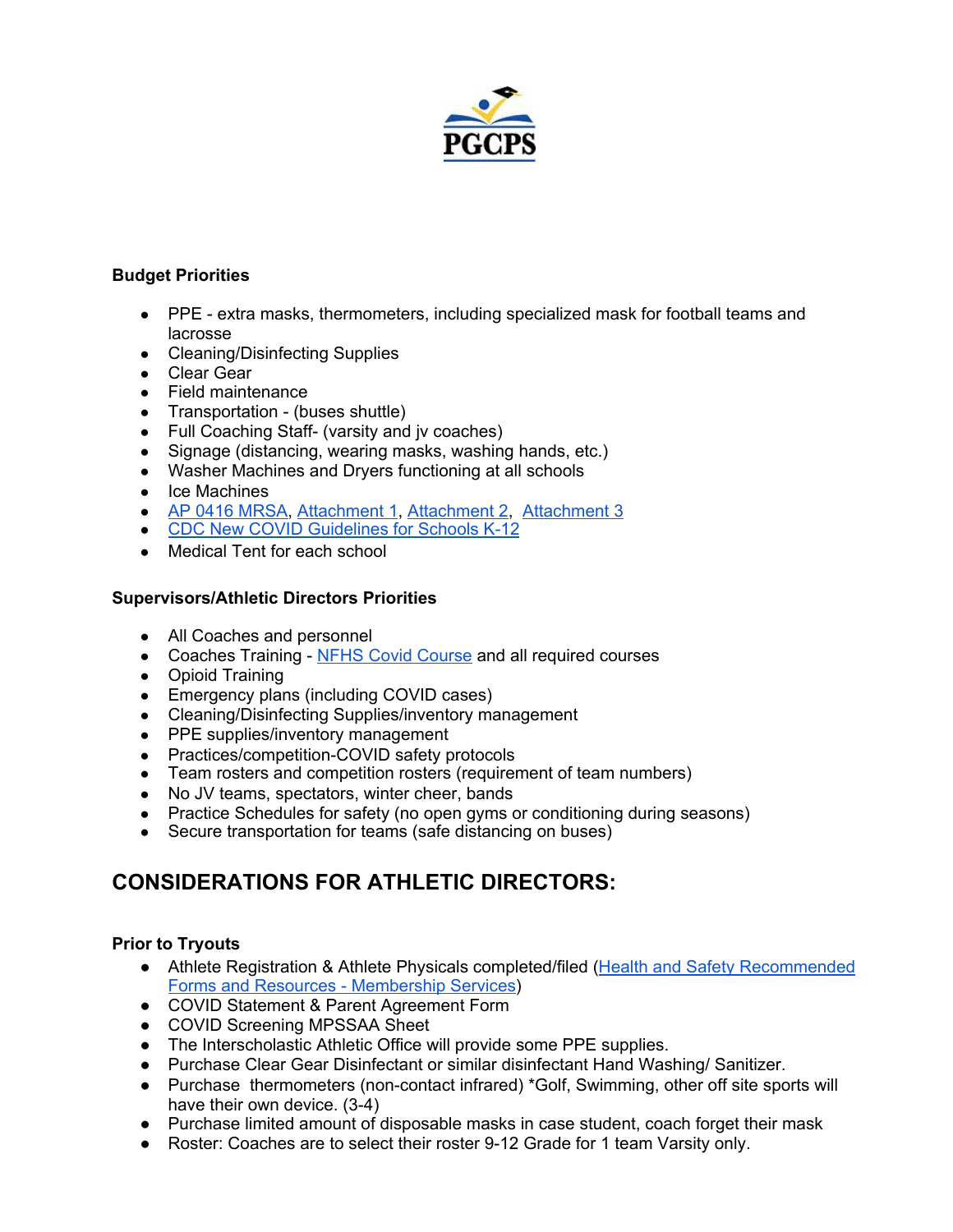**Budget Priorities**

- PPE - extra masks, thermometers, including specialized mask for football teams and lacrosse
- Cleaning/Disinfecting Supplies
- Clear Gear
- Field maintenance
- Transportation - (buses shuttle)
- Full Coaching Staff- (varsity and jv coaches)
- Signage (distancing, wearing masks, washing hands, etc.)
- Washer Machines and Dryers functioning at all schools
- Ice Machines
- AP 0416 MRSA, Attachment 1, Attachment 2, Attachment 3
- CDC New COVID Guidelines for Schools K-12
- Medical Tent for each school

**Supervisors/Athletic Directors Priorities**

- All Coaches and personnel
- Coaches Training - NFHS Covid Course and all required courses
- Opioid Training
- Emergency plans (including COVID cases)
- Cleaning/Disinfecting Supplies/inventory management
- PPE supplies/inventory management
- Practices/competition-COVID safety protocols
- Team rosters and competition rosters (requirement of team numbers)
- No JV teams, spectators, winter cheer, bands
- Practice Schedules for safety (no open gyms or conditioning during seasons)
- Secure transportation for teams (safe distancing on buses)

## CONSIDERATIONS FOR ATHLETIC DIRECTORS:

**Prior to Tryouts**

- Athlete Registration & Athlete Physicals completed/filed (Health and Safety Recommended Forms and Resources - Membership Services)
- COVID Statement & Parent Agreement Form
- COVID Screening MPSSAA Sheet
- The Interscholastic Athletic Office will provide some PPE supplies.
- Purchase Clear Gear Disinfectant or similar disinfectant Hand Washing/ Sanitizer.
- Purchase thermometers (non-contact infrared) *Golf, Swimming, other off site sports will have their own device. (3-4)
- Purchase limited amount of disposable masks in case student, coach forget their mask
- Roster: Coaches are to select their roster 9-12 Grade for 1 team Varsity only.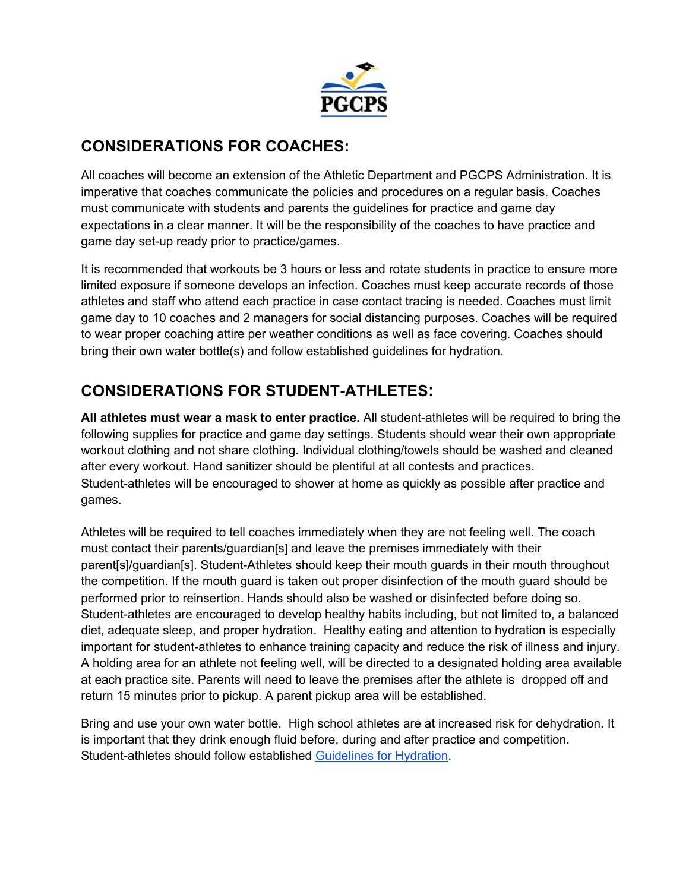## CONSIDERATIONS FOR COACHES:

All coaches will become an extension of the Athletic Department and PGCPS Administration. It is imperative that coaches communicate the policies and procedures on a regular basis. Coaches must communicate with students and parents the guidelines for practice and game day expectations in a clear manner. It will be the responsibility of the coaches to have practice and game day set-up ready prior to practice/games.

It is recommended that workouts be 3 hours or less and rotate students in practice to ensure more limited exposure if someone develops an infection. Coaches must keep accurate records of those athletes and staff who attend each practice in case contact tracing is needed. Coaches must limit game day to 10 coaches and 2 managers for social distancing purposes. Coaches will be required to wear proper coaching attire per weather conditions as well as face covering. Coaches should bring their own water bottle(s) and follow established guidelines for hydration.

## CONSIDERATIONS FOR STUDENT-ATHLETES:

**All athletes must wear a mask to enter practice.** All student-athletes will be required to bring the following supplies for practice and game day settings. Students should wear their own appropriate workout clothing and not share clothing. Individual clothing/towels should be washed and cleaned after every workout. Hand sanitizer should be plentiful at all contests and practices. Student-athletes will be encouraged to shower at home as quickly as possible after practice and games.

Athletes will be required to tell coaches immediately when they are not feeling well. The coach must contact their parents/guardian[s] and leave the premises immediately with their parent[s]/guardian[s]. Student-Athletes should keep their mouth guards in their mouth throughout the competition. If the mouth guard is taken out proper disinfection of the mouth guard should be performed prior to reinsertion. Hands should also be washed or disinfected before doing so. Student-athletes are encouraged to develop healthy habits including, but not limited to, a balanced diet, adequate sleep, and proper hydration. Healthy eating and attention to hydration is especially important for student-athletes to enhance training capacity and reduce the risk of illness and injury. A holding area for an athlete not feeling well, will be directed to a designated holding area available at each practice site. Parents will need to leave the premises after the athlete is dropped off and return 15 minutes prior to pickup. A parent pickup area will be established.

Bring and use your own water bottle. High school athletes are at increased risk for dehydration. It is important that they drink enough fluid before, during and after practice and competition. Student-athletes should follow established Guidelines for Hydration.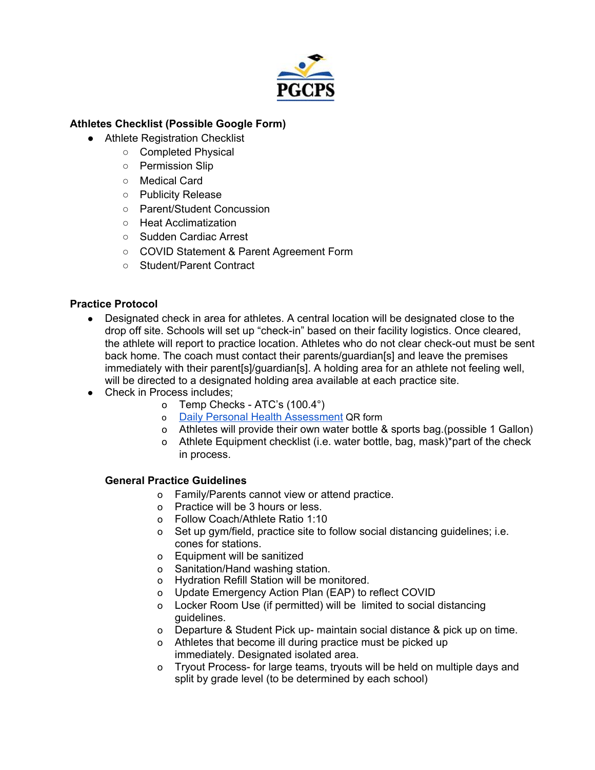**Athletes Checklist (Possible Google Form)**

- Athlete Registration Checklist
  - Completed Physical
  - Permission Slip
  - Medical Card
  - Publicity Release
  - Parent/Student Concussion
  - Heat Acclimatization
  - Sudden Cardiac Arrest
  - COVID Statement & Parent Agreement Form
  - Student/Parent Contract

**Practice Protocol**

- Designated check in area for athletes. A central location will be designated close to the drop off site. Schools will set up "check-in" based on their facility logistics. Once cleared, the athlete will report to practice location. Athletes who do not clear check-out must be sent back home. The coach must contact their parents/guardian[s] and leave the premises immediately with their parent[s]/guardian[s]. A holding area for an athlete not feeling well, will be directed to a designated holding area available at each practice site.
- Check in Process includes;
  - Temp Checks - ATC's (100.4°)
  - Daily Personal Health Assessment QR form
  - Athletes will provide their own water bottle & sports bag.(possible 1 Gallon)
  - Athlete Equipment checklist (i.e. water bottle, bag, mask)*part of the check in process.

**General Practice Guidelines**

- Family/Parents cannot view or attend practice.
- Practice will be 3 hours or less.
- Follow Coach/Athlete Ratio 1:10
- Set up gym/field, practice site to follow social distancing guidelines; i.e. cones for stations.
- Equipment will be sanitized
- Sanitation/Hand washing station.
- Hydration Refill Station will be monitored.
- Update Emergency Action Plan (EAP) to reflect COVID
- Locker Room Use (if permitted) will be limited to social distancing guidelines.
- Departure & Student Pick up- maintain social distance & pick up on time.
- Athletes that become ill during practice must be picked up immediately. Designated isolated area.
- Tryout Process- for large teams, tryouts will be held on multiple days and split by grade level (to be determined by each school)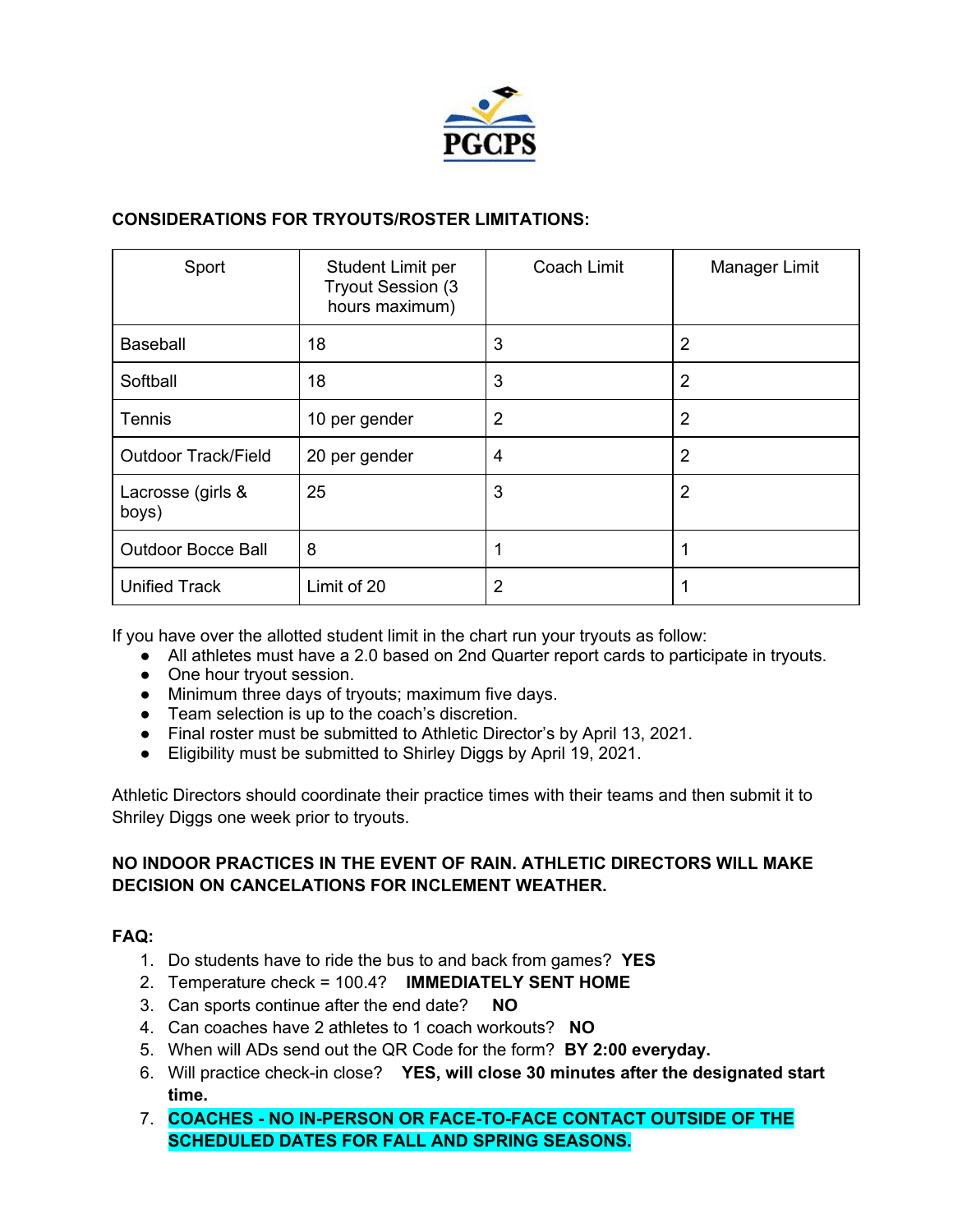**CONSIDERATIONS FOR TRYOUTS/ROSTER LIMITATIONS:**

| Sport | Student Limit per Tryout Session (3 hours maximum) | Coach Limit | Manager Limit |
|---|---|---|---|
| Baseball | 18 | 3 | 2 |
| Softball | 18 | 3 | 2 |
| Tennis | 10 per gender | 2 | 2 |
| Outdoor Track/Field | 20 per gender | 4 | 2 |
| Lacrosse (girls & boys) | 25 | 3 | 2 |
| Outdoor Bocce Ball | 8 | 1 | 1 |
| Unified Track | Limit of 20 | 2 | 1 |

If you have over the allotted student limit in the chart run your tryouts as follow:

- All athletes must have a 2.0 based on 2nd Quarter report cards to participate in tryouts.
- One hour tryout session.
- Minimum three days of tryouts; maximum five days.
- Team selection is up to the coach's discretion.
- Final roster must be submitted to Athletic Director's by April 13, 2021.
- Eligibility must be submitted to Shirley Diggs by April 19, 2021.

Athletic Directors should coordinate their practice times with their teams and then submit it to Shriley Diggs one week prior to tryouts.

**NO INDOOR PRACTICES IN THE EVENT OF RAIN. ATHLETIC DIRECTORS WILL MAKE DECISION ON CANCELATIONS FOR INCLEMENT WEATHER.**

**FAQ:**

1. Do students have to ride the bus to and back from games? **YES**
2. Temperature check = 100.4? **IMMEDIATELY SENT HOME**
3. Can sports continue after the end date? **NO**
4. Can coaches have 2 athletes to 1 coach workouts? **NO**
5. When will ADs send out the QR Code for the form? **BY 2:00 everyday.**
6. Will practice check-in close? **YES, will close 30 minutes after the designated start time.**
7. **COACHES - NO IN-PERSON OR FACE-TO-FACE CONTACT OUTSIDE OF THE SCHEDULED DATES FOR FALL AND SPRING SEASONS.**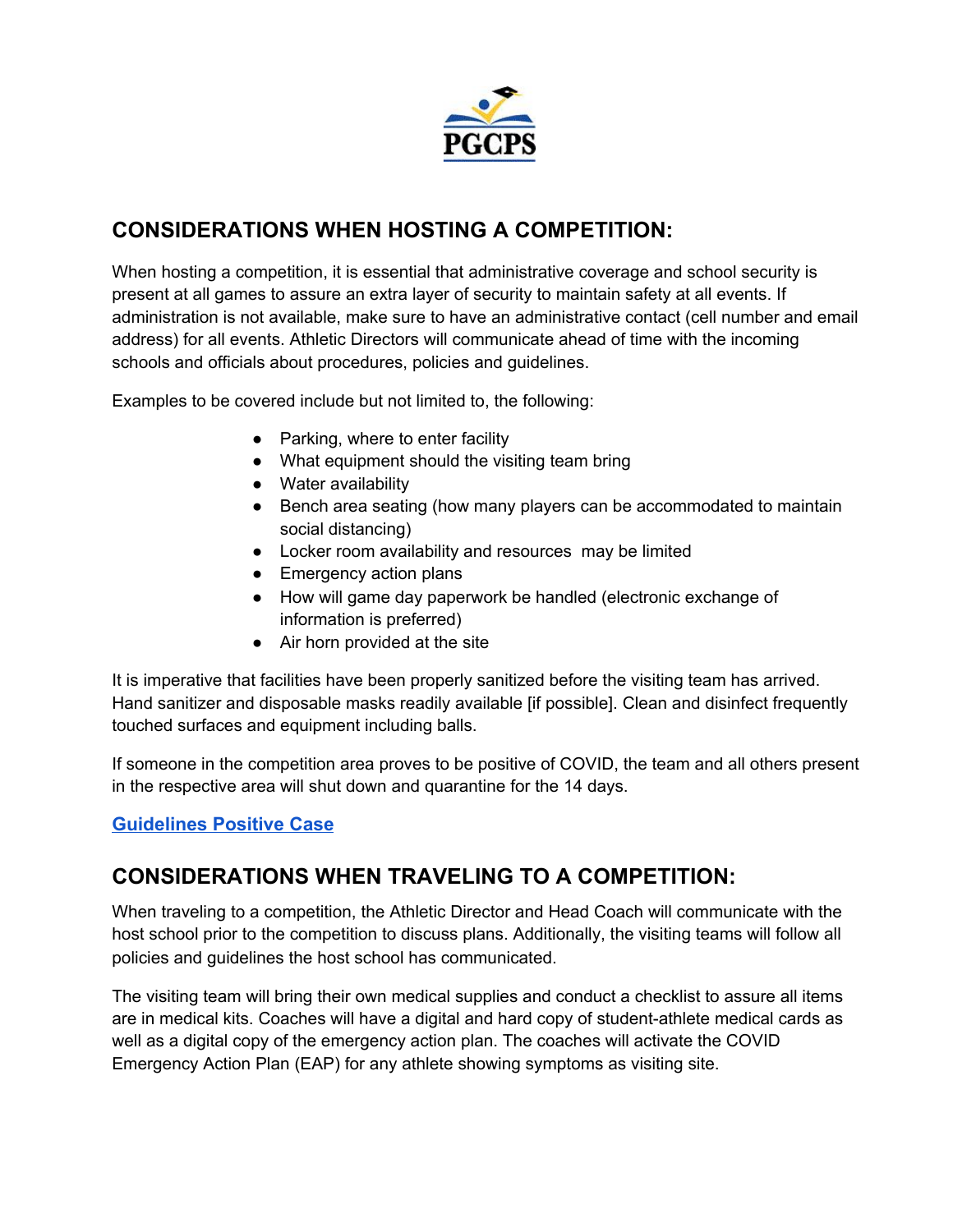## CONSIDERATIONS WHEN HOSTING A COMPETITION:

When hosting a competition, it is essential that administrative coverage and school security is present at all games to assure an extra layer of security to maintain safety at all events. If administration is not available, make sure to have an administrative contact (cell number and email address) for all events. Athletic Directors will communicate ahead of time with the incoming schools and officials about procedures, policies and guidelines.

Examples to be covered include but not limited to, the following:

- Parking, where to enter facility
- What equipment should the visiting team bring
- Water availability
- Bench area seating (how many players can be accommodated to maintain social distancing)
- Locker room availability and resources may be limited
- Emergency action plans
- How will game day paperwork be handled (electronic exchange of information is preferred)
- Air horn provided at the site

It is imperative that facilities have been properly sanitized before the visiting team has arrived. Hand sanitizer and disposable masks readily available [if possible]. Clean and disinfect frequently touched surfaces and equipment including balls.

If someone in the competition area proves to be positive of COVID, the team and all others present in the respective area will shut down and quarantine for the 14 days.

**Guidelines Positive Case**

## CONSIDERATIONS WHEN TRAVELING TO A COMPETITION:

When traveling to a competition, the Athletic Director and Head Coach will communicate with the host school prior to the competition to discuss plans. Additionally, the visiting teams will follow all policies and guidelines the host school has communicated.

The visiting team will bring their own medical supplies and conduct a checklist to assure all items are in medical kits. Coaches will have a digital and hard copy of student-athlete medical cards as well as a digital copy of the emergency action plan. The coaches will activate the COVID Emergency Action Plan (EAP) for any athlete showing symptoms as visiting site.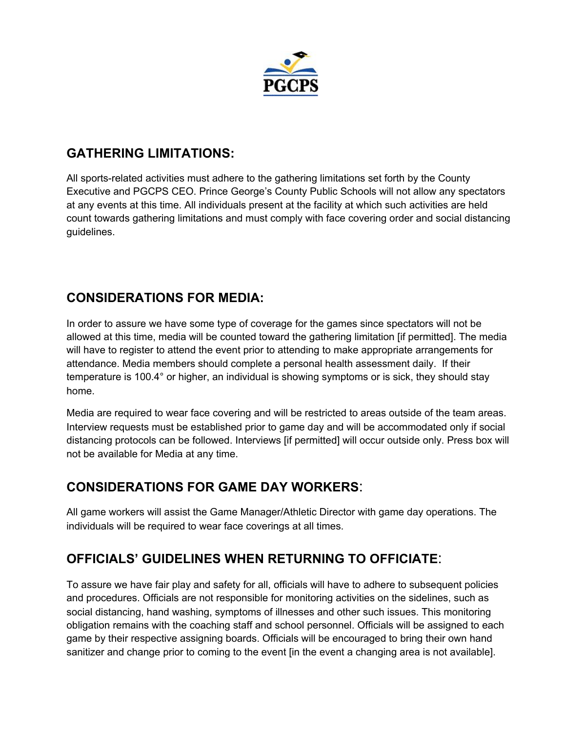## GATHERING LIMITATIONS:

All sports-related activities must adhere to the gathering limitations set forth by the County Executive and PGCPS CEO. Prince George's County Public Schools will not allow any spectators at any events at this time. All individuals present at the facility at which such activities are held count towards gathering limitations and must comply with face covering order and social distancing guidelines.

## CONSIDERATIONS FOR MEDIA:

In order to assure we have some type of coverage for the games since spectators will not be allowed at this time, media will be counted toward the gathering limitation [if permitted]. The media will have to register to attend the event prior to attending to make appropriate arrangements for attendance. Media members should complete a personal health assessment daily. If their temperature is 100.4° or higher, an individual is showing symptoms or is sick, they should stay home.

Media are required to wear face covering and will be restricted to areas outside of the team areas. Interview requests must be established prior to game day and will be accommodated only if social distancing protocols can be followed. Interviews [if permitted] will occur outside only. Press box will not be available for Media at any time.

## CONSIDERATIONS FOR GAME DAY WORKERS:

All game workers will assist the Game Manager/Athletic Director with game day operations. The individuals will be required to wear face coverings at all times.

## OFFICIALS' GUIDELINES WHEN RETURNING TO OFFICIATE:

To assure we have fair play and safety for all, officials will have to adhere to subsequent policies and procedures. Officials are not responsible for monitoring activities on the sidelines, such as social distancing, hand washing, symptoms of illnesses and other such issues. This monitoring obligation remains with the coaching staff and school personnel. Officials will be assigned to each game by their respective assigning boards. Officials will be encouraged to bring their own hand sanitizer and change prior to coming to the event [in the event a changing area is not available].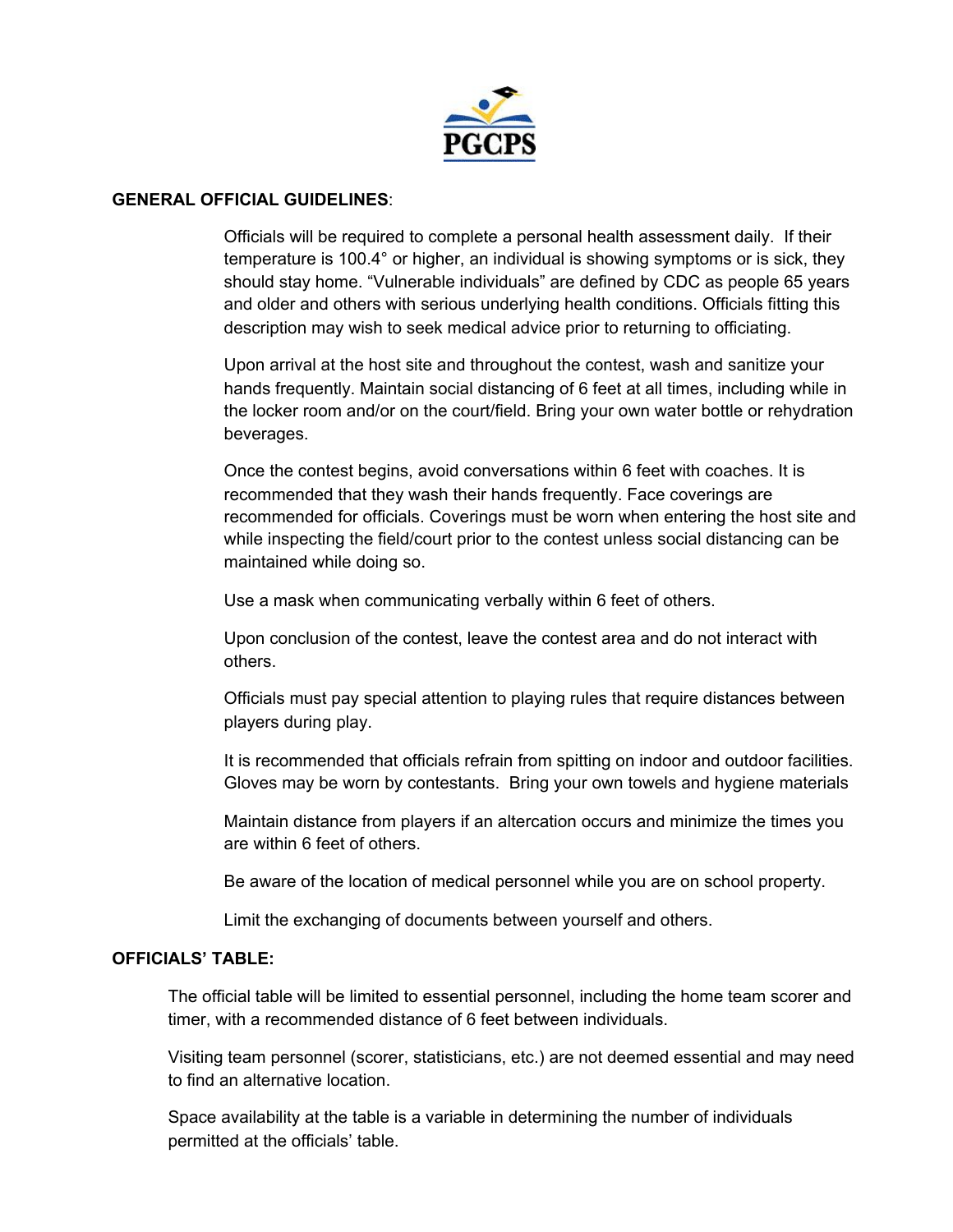## GENERAL OFFICIAL GUIDELINES:

Officials will be required to complete a personal health assessment daily. If their temperature is 100.4° or higher, an individual is showing symptoms or is sick, they should stay home. “Vulnerable individuals” are defined by CDC as people 65 years and older and others with serious underlying health conditions. Officials fitting this description may wish to seek medical advice prior to returning to officiating.

Upon arrival at the host site and throughout the contest, wash and sanitize your hands frequently. Maintain social distancing of 6 feet at all times, including while in the locker room and/or on the court/field. Bring your own water bottle or rehydration beverages.

Once the contest begins, avoid conversations within 6 feet with coaches. It is recommended that they wash their hands frequently. Face coverings are recommended for officials. Coverings must be worn when entering the host site and while inspecting the field/court prior to the contest unless social distancing can be maintained while doing so.

Use a mask when communicating verbally within 6 feet of others.

Upon conclusion of the contest, leave the contest area and do not interact with others.

Officials must pay special attention to playing rules that require distances between players during play.

It is recommended that officials refrain from spitting on indoor and outdoor facilities. Gloves may be worn by contestants. Bring your own towels and hygiene materials

Maintain distance from players if an altercation occurs and minimize the times you are within 6 feet of others.

Be aware of the location of medical personnel while you are on school property.

Limit the exchanging of documents between yourself and others.

## OFFICIALS’ TABLE:

The official table will be limited to essential personnel, including the home team scorer and timer, with a recommended distance of 6 feet between individuals.

Visiting team personnel (scorer, statisticians, etc.) are not deemed essential and may need to find an alternative location.

Space availability at the table is a variable in determining the number of individuals permitted at the officials’ table.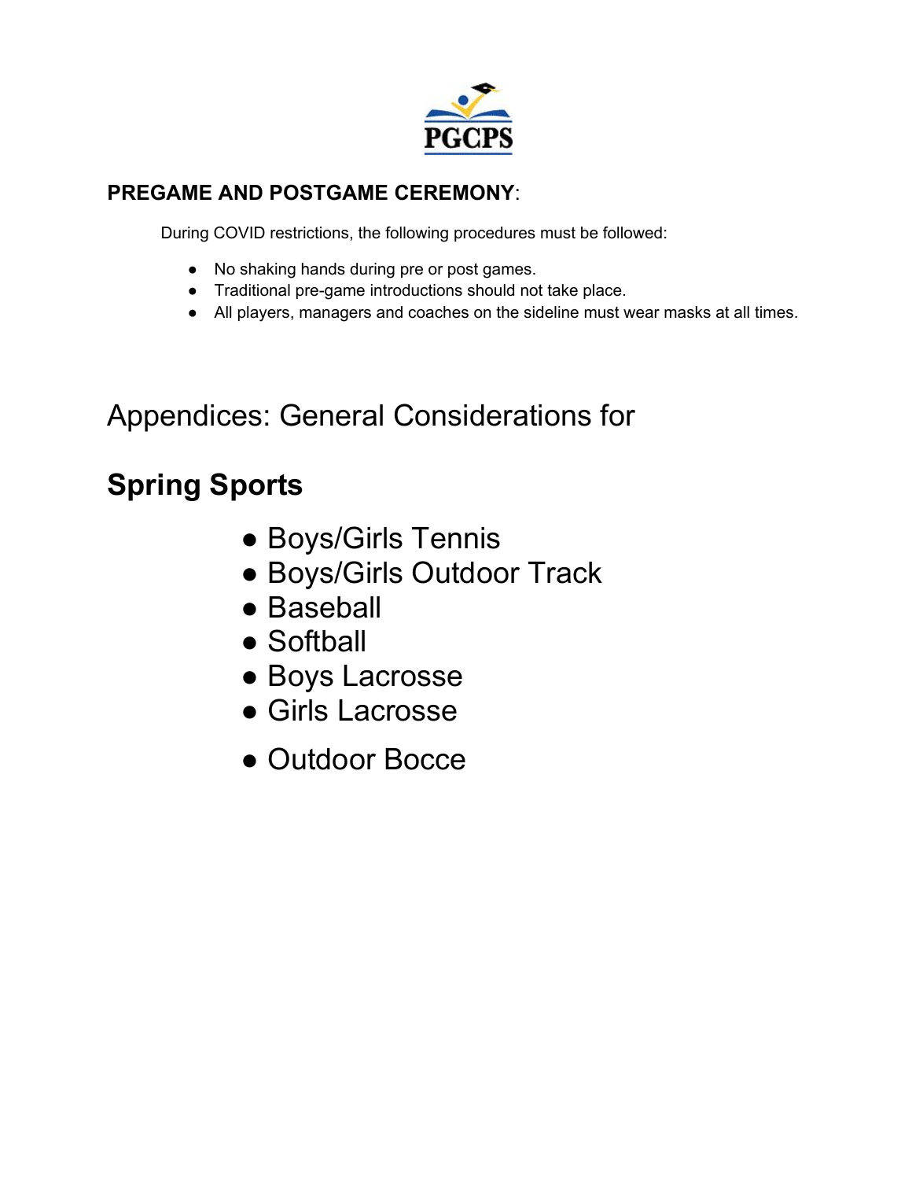**PREGAME AND POSTGAME CEREMONY**:

During COVID restrictions, the following procedures must be followed:

- No shaking hands during pre or post games.
- Traditional pre-game introductions should not take place.
- All players, managers and coaches on the sideline must wear masks at all times.

# Appendices: General Considerations for

## Spring Sports

- Boys/Girls Tennis
- Boys/Girls Outdoor Track
- Baseball
- Softball
- Boys Lacrosse
- Girls Lacrosse
- Outdoor Bocce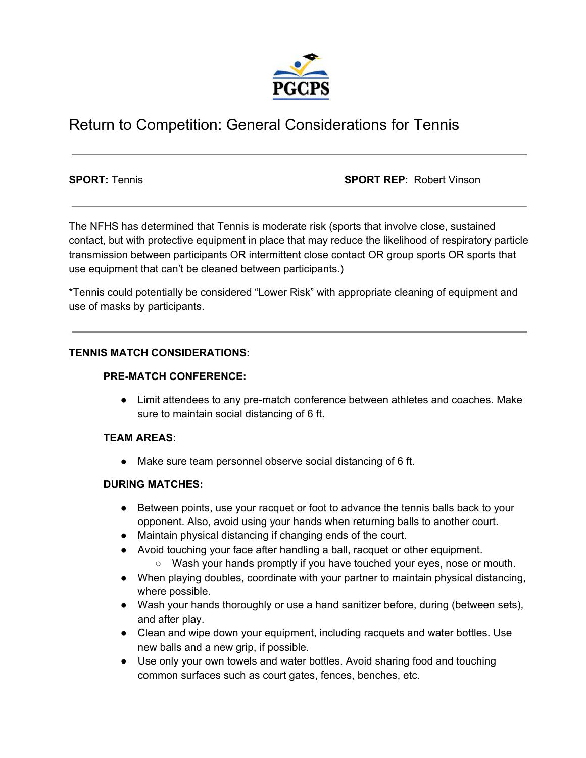PGCPS

# Return to Competition: General Considerations for Tennis

---

**SPORT:** Tennis **SPORT REP**: Robert Vinson

---

The NFHS has determined that Tennis is moderate risk (sports that involve close, sustained contact, but with protective equipment in place that may reduce the likelihood of respiratory particle transmission between participants OR intermittent close contact OR group sports OR sports that use equipment that can't be cleaned between participants.)

*Tennis could potentially be considered "Lower Risk" with appropriate cleaning of equipment and use of masks by participants.

---

**TENNIS MATCH CONSIDERATIONS:**

**PRE-MATCH CONFERENCE:**

- Limit attendees to any pre-match conference between athletes and coaches. Make sure to maintain social distancing of 6 ft.

**TEAM AREAS:**

- Make sure team personnel observe social distancing of 6 ft.

**DURING MATCHES:**

- Between points, use your racquet or foot to advance the tennis balls back to your opponent. Also, avoid using your hands when returning balls to another court.
- Maintain physical distancing if changing ends of the court.
- Avoid touching your face after handling a ball, racquet or other equipment.
  - Wash your hands promptly if you have touched your eyes, nose or mouth.
- When playing doubles, coordinate with your partner to maintain physical distancing, where possible.
- Wash your hands thoroughly or use a hand sanitizer before, during (between sets), and after play.
- Clean and wipe down your equipment, including racquets and water bottles. Use new balls and a new grip, if possible.
- Use only your own towels and water bottles. Avoid sharing food and touching common surfaces such as court gates, fences, benches, etc.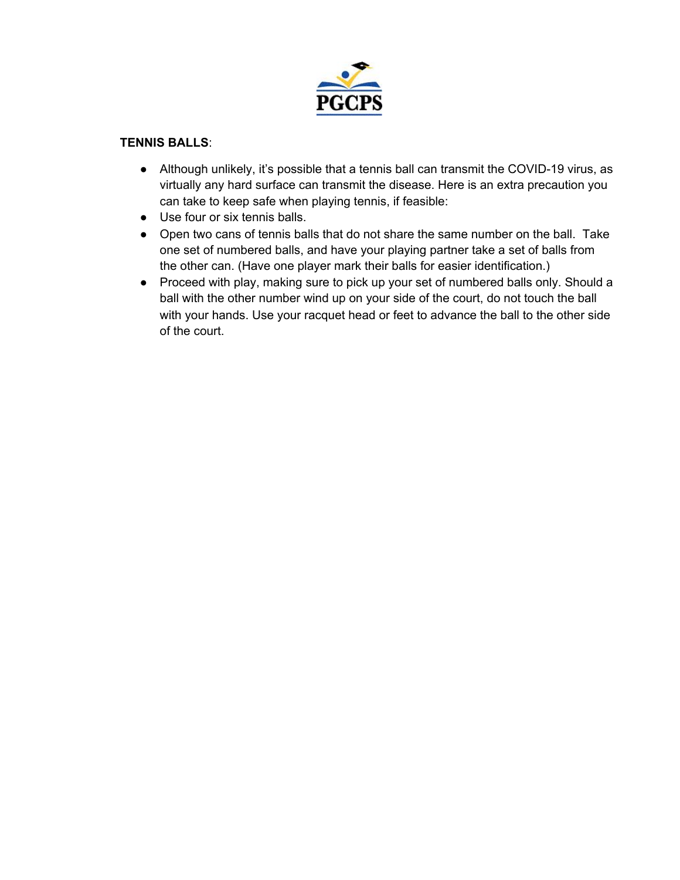**TENNIS BALLS**:

- Although unlikely, it's possible that a tennis ball can transmit the COVID-19 virus, as virtually any hard surface can transmit the disease. Here is an extra precaution you can take to keep safe when playing tennis, if feasible:
- Use four or six tennis balls.
- Open two cans of tennis balls that do not share the same number on the ball. Take one set of numbered balls, and have your playing partner take a set of balls from the other can. (Have one player mark their balls for easier identification.)
- Proceed with play, making sure to pick up your set of numbered balls only. Should a ball with the other number wind up on your side of the court, do not touch the ball with your hands. Use your racquet head or feet to advance the ball to the other side of the court.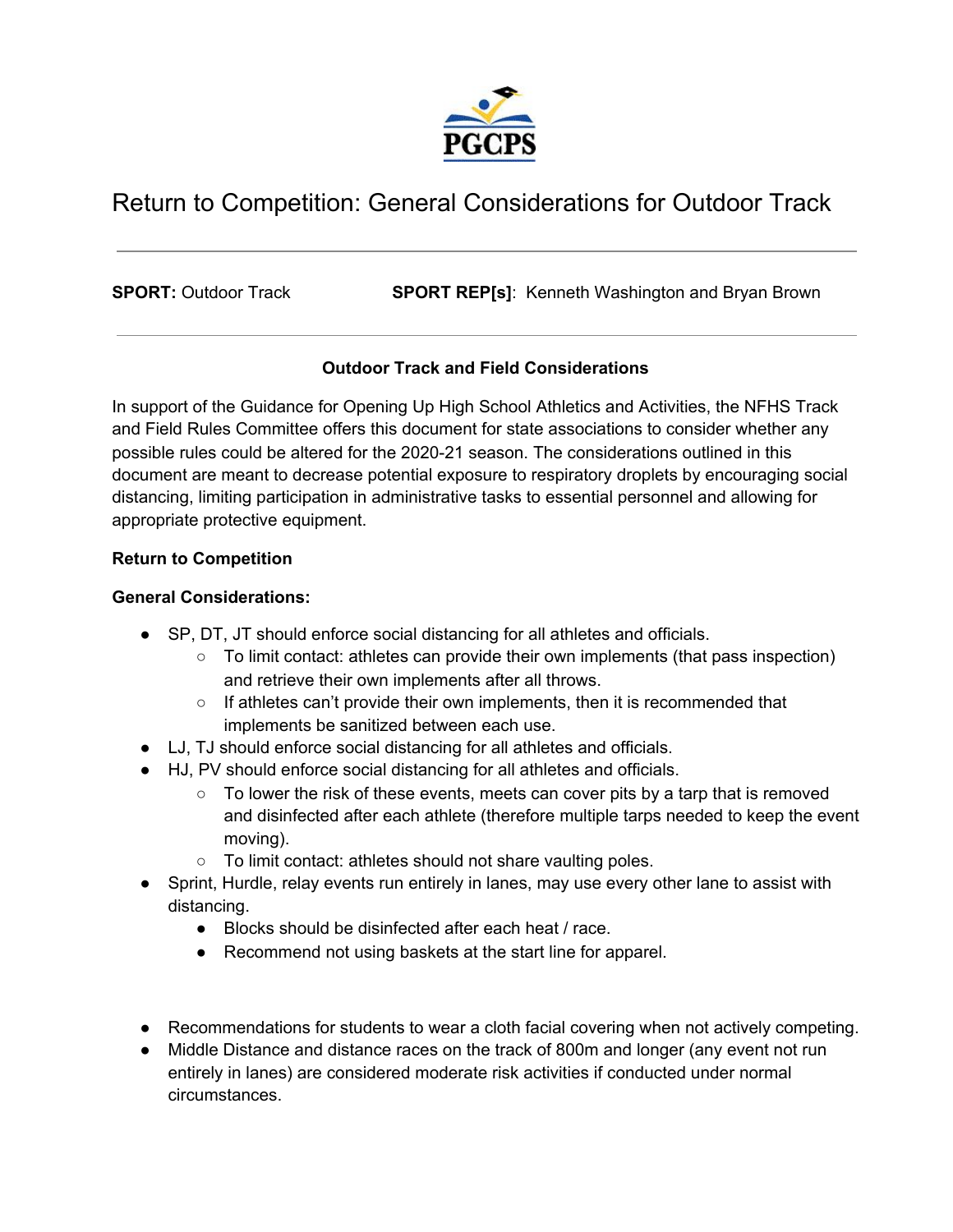PGCPS

# Return to Competition: General Considerations for Outdoor Track

---

**SPORT:** Outdoor Track **SPORT REP[s]**: Kenneth Washington and Bryan Brown

---

**Outdoor Track and Field Considerations**

In support of the Guidance for Opening Up High School Athletics and Activities, the NFHS Track and Field Rules Committee offers this document for state associations to consider whether any possible rules could be altered for the 2020-21 season. The considerations outlined in this document are meant to decrease potential exposure to respiratory droplets by encouraging social distancing, limiting participation in administrative tasks to essential personnel and allowing for appropriate protective equipment.

**Return to Competition**

**General Considerations:**

- SP, DT, JT should enforce social distancing for all athletes and officials.
  - To limit contact: athletes can provide their own implements (that pass inspection) and retrieve their own implements after all throws.
  - If athletes can't provide their own implements, then it is recommended that implements be sanitized between each use.
- LJ, TJ should enforce social distancing for all athletes and officials.
- HJ, PV should enforce social distancing for all athletes and officials.
  - To lower the risk of these events, meets can cover pits by a tarp that is removed and disinfected after each athlete (therefore multiple tarps needed to keep the event moving).
  - To limit contact: athletes should not share vaulting poles.
- Sprint, Hurdle, relay events run entirely in lanes, may use every other lane to assist with distancing.
  - Blocks should be disinfected after each heat / race.
  - Recommend not using baskets at the start line for apparel.

- Recommendations for students to wear a cloth facial covering when not actively competing.
- Middle Distance and distance races on the track of 800m and longer (any event not run entirely in lanes) are considered moderate risk activities if conducted under normal circumstances.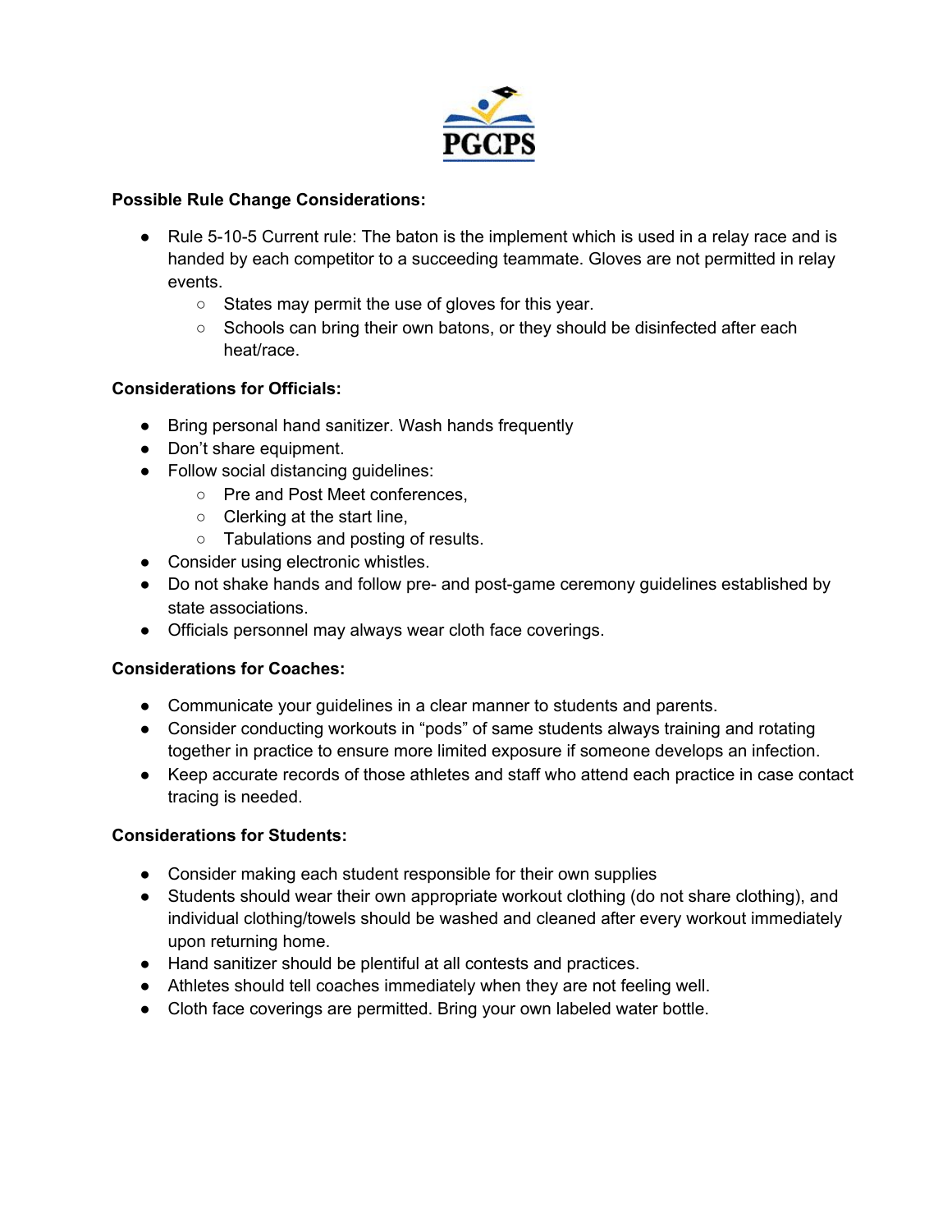**Possible Rule Change Considerations:**

- Rule 5-10-5 Current rule: The baton is the implement which is used in a relay race and is handed by each competitor to a succeeding teammate. Gloves are not permitted in relay events.
  - States may permit the use of gloves for this year.
  - Schools can bring their own batons, or they should be disinfected after each heat/race.

**Considerations for Officials:**

- Bring personal hand sanitizer. Wash hands frequently
- Don't share equipment.
- Follow social distancing guidelines:
  - Pre and Post Meet conferences,
  - Clerking at the start line,
  - Tabulations and posting of results.
- Consider using electronic whistles.
- Do not shake hands and follow pre- and post-game ceremony guidelines established by state associations.
- Officials personnel may always wear cloth face coverings.

**Considerations for Coaches:**

- Communicate your guidelines in a clear manner to students and parents.
- Consider conducting workouts in "pods" of same students always training and rotating together in practice to ensure more limited exposure if someone develops an infection.
- Keep accurate records of those athletes and staff who attend each practice in case contact tracing is needed.

**Considerations for Students:**

- Consider making each student responsible for their own supplies
- Students should wear their own appropriate workout clothing (do not share clothing), and individual clothing/towels should be washed and cleaned after every workout immediately upon returning home.
- Hand sanitizer should be plentiful at all contests and practices.
- Athletes should tell coaches immediately when they are not feeling well.
- Cloth face coverings are permitted. Bring your own labeled water bottle.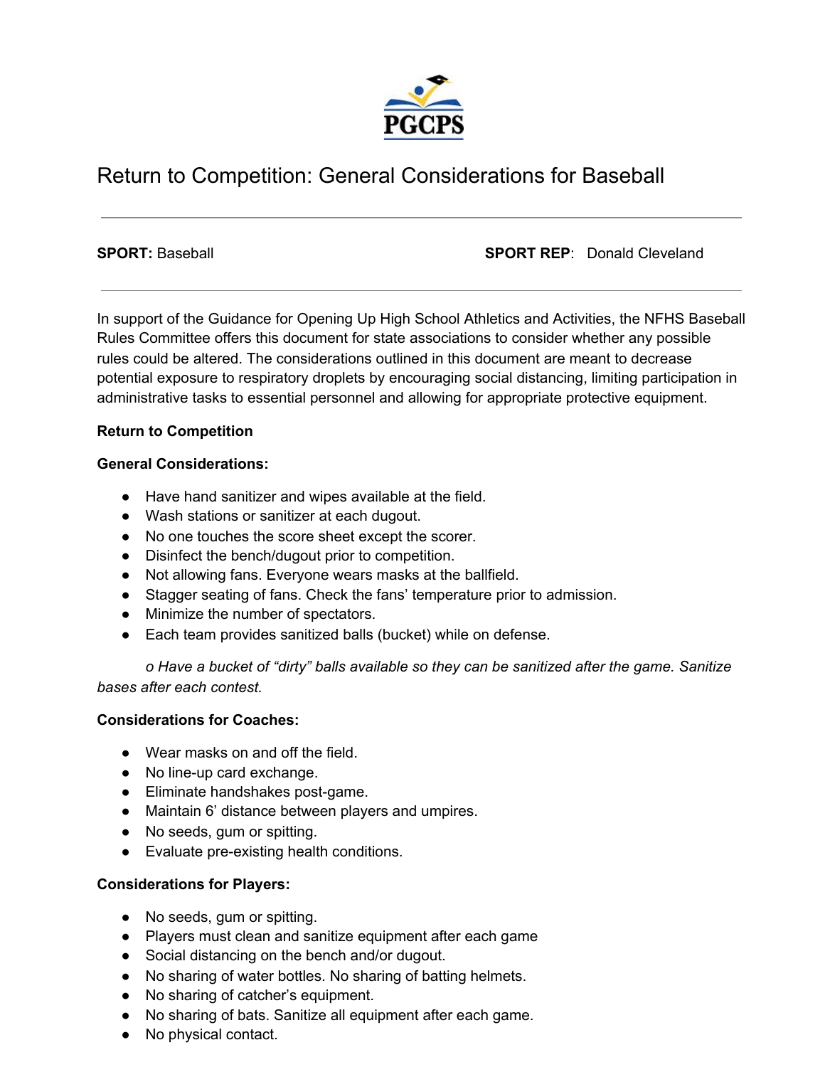PGCPS

# Return to Competition: General Considerations for Baseball

---

**SPORT:** Baseball **SPORT REP**: Donald Cleveland

---

In support of the Guidance for Opening Up High School Athletics and Activities, the NFHS Baseball Rules Committee offers this document for state associations to consider whether any possible rules could be altered. The considerations outlined in this document are meant to decrease potential exposure to respiratory droplets by encouraging social distancing, limiting participation in administrative tasks to essential personnel and allowing for appropriate protective equipment.

**Return to Competition**

**General Considerations:**

- Have hand sanitizer and wipes available at the field.
- Wash stations or sanitizer at each dugout.
- No one touches the score sheet except the scorer.
- Disinfect the bench/dugout prior to competition.
- Not allowing fans. Everyone wears masks at the ballfield.
- Stagger seating of fans. Check the fans' temperature prior to admission.
- Minimize the number of spectators.
- Each team provides sanitized balls (bucket) while on defense.

*o Have a bucket of "dirty" balls available so they can be sanitized after the game. Sanitize bases after each contest.*

**Considerations for Coaches:**

- Wear masks on and off the field.
- No line-up card exchange.
- Eliminate handshakes post-game.
- Maintain 6' distance between players and umpires.
- No seeds, gum or spitting.
- Evaluate pre-existing health conditions.

**Considerations for Players:**

- No seeds, gum or spitting.
- Players must clean and sanitize equipment after each game
- Social distancing on the bench and/or dugout.
- No sharing of water bottles. No sharing of batting helmets.
- No sharing of catcher's equipment.
- No sharing of bats. Sanitize all equipment after each game.
- No physical contact.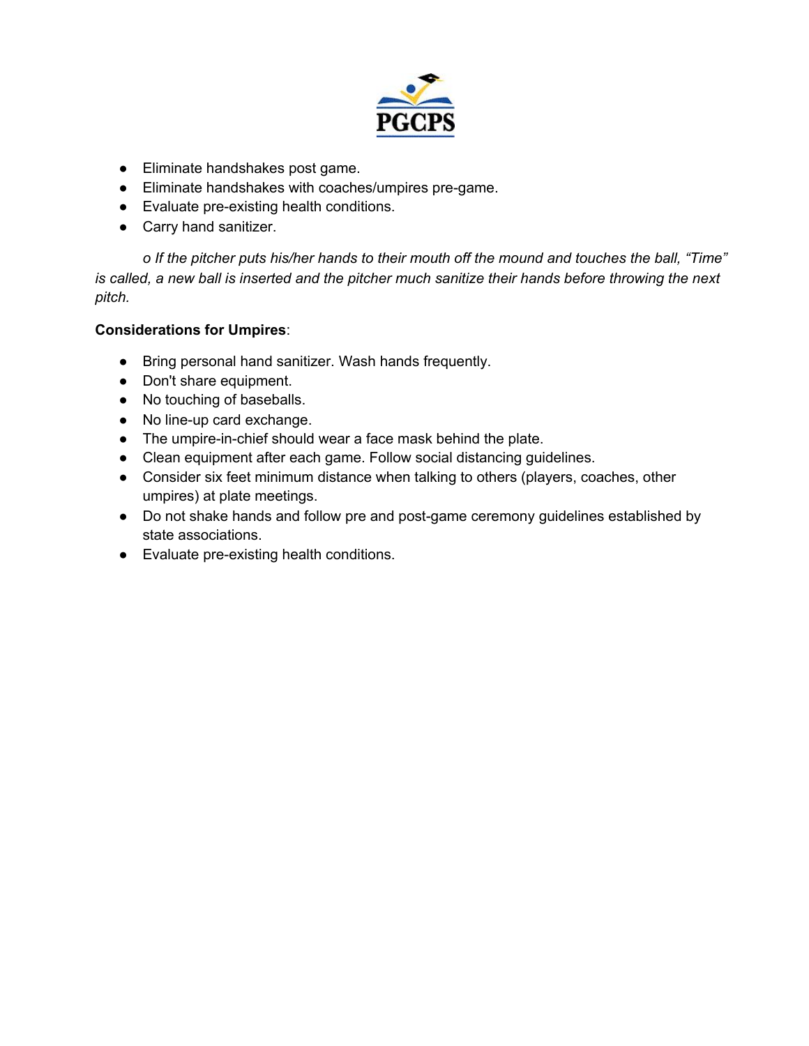- Eliminate handshakes post game.
- Eliminate handshakes with coaches/umpires pre-game.
- Evaluate pre-existing health conditions.
- Carry hand sanitizer.

*o If the pitcher puts his/her hands to their mouth off the mound and touches the ball, "Time" is called, a new ball is inserted and the pitcher much sanitize their hands before throwing the next pitch.*

**Considerations for Umpires**:

- Bring personal hand sanitizer. Wash hands frequently.
- Don't share equipment.
- No touching of baseballs.
- No line-up card exchange.
- The umpire-in-chief should wear a face mask behind the plate.
- Clean equipment after each game. Follow social distancing guidelines.
- Consider six feet minimum distance when talking to others (players, coaches, other umpires) at plate meetings.
- Do not shake hands and follow pre and post-game ceremony guidelines established by state associations.
- Evaluate pre-existing health conditions.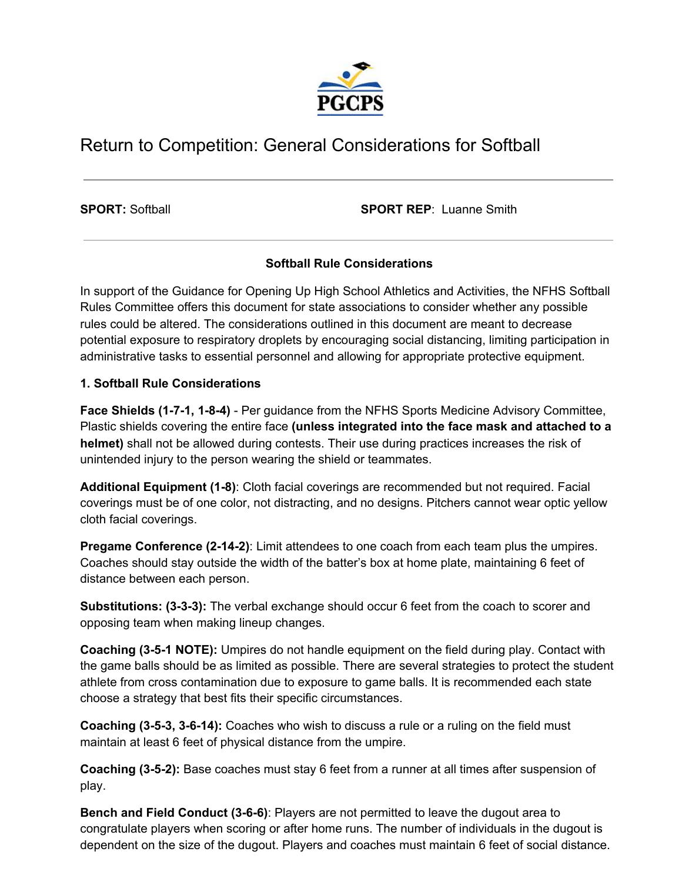PGCPS

# Return to Competition: General Considerations for Softball

---

**SPORT:** Softball **SPORT REP**: Luanne Smith

---

### Softball Rule Considerations

In support of the Guidance for Opening Up High School Athletics and Activities, the NFHS Softball Rules Committee offers this document for state associations to consider whether any possible rules could be altered. The considerations outlined in this document are meant to decrease potential exposure to respiratory droplets by encouraging social distancing, limiting participation in administrative tasks to essential personnel and allowing for appropriate protective equipment.

**1. Softball Rule Considerations**

**Face Shields (1-7-1, 1-8-4)** - Per guidance from the NFHS Sports Medicine Advisory Committee, Plastic shields covering the entire face **(unless integrated into the face mask and attached to a helmet)** shall not be allowed during contests. Their use during practices increases the risk of unintended injury to the person wearing the shield or teammates.

**Additional Equipment (1-8)**: Cloth facial coverings are recommended but not required. Facial coverings must be of one color, not distracting, and no designs. Pitchers cannot wear optic yellow cloth facial coverings.

**Pregame Conference (2-14-2)**: Limit attendees to one coach from each team plus the umpires. Coaches should stay outside the width of the batter's box at home plate, maintaining 6 feet of distance between each person.

**Substitutions: (3-3-3):** The verbal exchange should occur 6 feet from the coach to scorer and opposing team when making lineup changes.

**Coaching (3-5-1 NOTE):** Umpires do not handle equipment on the field during play. Contact with the game balls should be as limited as possible. There are several strategies to protect the student athlete from cross contamination due to exposure to game balls. It is recommended each state choose a strategy that best fits their specific circumstances.

**Coaching (3-5-3, 3-6-14):** Coaches who wish to discuss a rule or a ruling on the field must maintain at least 6 feet of physical distance from the umpire.

**Coaching (3-5-2):** Base coaches must stay 6 feet from a runner at all times after suspension of play.

**Bench and Field Conduct (3-6-6)**: Players are not permitted to leave the dugout area to congratulate players when scoring or after home runs. The number of individuals in the dugout is dependent on the size of the dugout. Players and coaches must maintain 6 feet of social distance.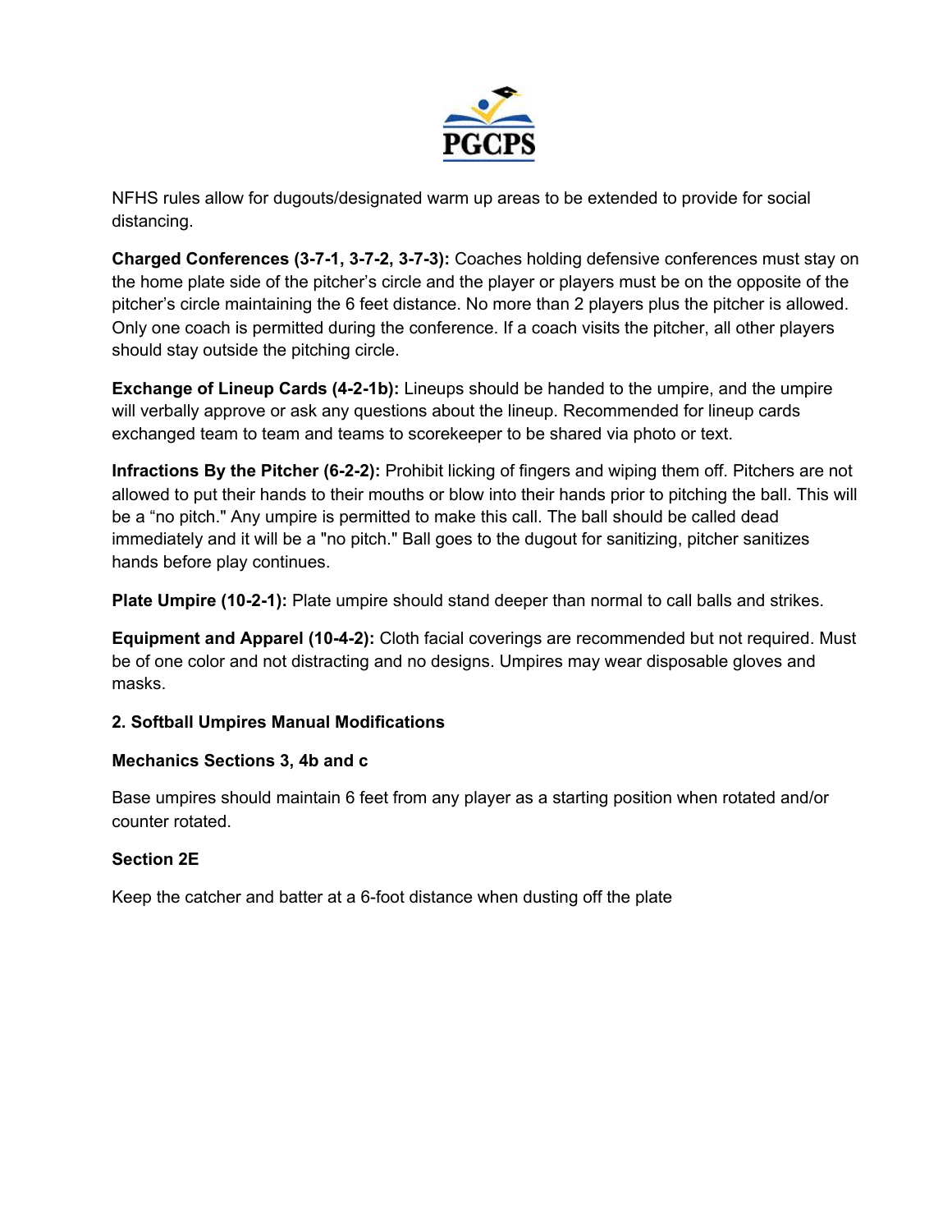NFHS rules allow for dugouts/designated warm up areas to be extended to provide for social distancing.

**Charged Conferences (3-7-1, 3-7-2, 3-7-3):** Coaches holding defensive conferences must stay on the home plate side of the pitcher's circle and the player or players must be on the opposite of the pitcher's circle maintaining the 6 feet distance. No more than 2 players plus the pitcher is allowed. Only one coach is permitted during the conference. If a coach visits the pitcher, all other players should stay outside the pitching circle.

**Exchange of Lineup Cards (4-2-1b):** Lineups should be handed to the umpire, and the umpire will verbally approve or ask any questions about the lineup. Recommended for lineup cards exchanged team to team and teams to scorekeeper to be shared via photo or text.

**Infractions By the Pitcher (6-2-2):** Prohibit licking of fingers and wiping them off. Pitchers are not allowed to put their hands to their mouths or blow into their hands prior to pitching the ball. This will be a "no pitch." Any umpire is permitted to make this call. The ball should be called dead immediately and it will be a "no pitch." Ball goes to the dugout for sanitizing, pitcher sanitizes hands before play continues.

**Plate Umpire (10-2-1):** Plate umpire should stand deeper than normal to call balls and strikes.

**Equipment and Apparel (10-4-2):** Cloth facial coverings are recommended but not required. Must be of one color and not distracting and no designs. Umpires may wear disposable gloves and masks.

**2. Softball Umpires Manual Modifications**

**Mechanics Sections 3, 4b and c**

Base umpires should maintain 6 feet from any player as a starting position when rotated and/or counter rotated.

**Section 2E**

Keep the catcher and batter at a 6-foot distance when dusting off the plate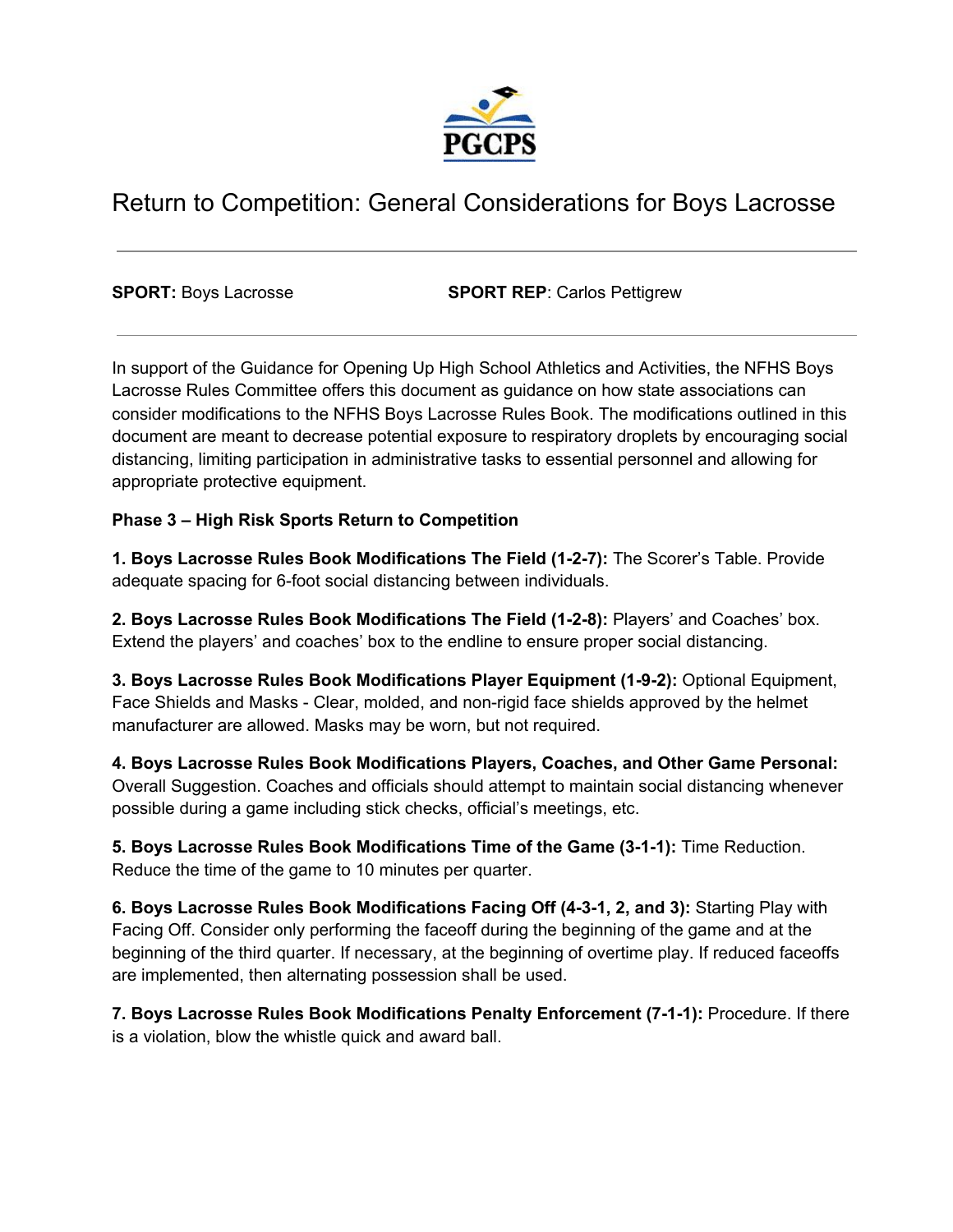PGCPS

# Return to Competition: General Considerations for Boys Lacrosse

---

**SPORT:** Boys Lacrosse **SPORT REP**: Carlos Pettigrew

---

In support of the Guidance for Opening Up High School Athletics and Activities, the NFHS Boys Lacrosse Rules Committee offers this document as guidance on how state associations can consider modifications to the NFHS Boys Lacrosse Rules Book. The modifications outlined in this document are meant to decrease potential exposure to respiratory droplets by encouraging social distancing, limiting participation in administrative tasks to essential personnel and allowing for appropriate protective equipment.

**Phase 3 – High Risk Sports Return to Competition**

**1. Boys Lacrosse Rules Book Modifications The Field (1-2-7):** The Scorer's Table. Provide adequate spacing for 6-foot social distancing between individuals.

**2. Boys Lacrosse Rules Book Modifications The Field (1-2-8):** Players' and Coaches' box. Extend the players' and coaches' box to the endline to ensure proper social distancing.

**3. Boys Lacrosse Rules Book Modifications Player Equipment (1-9-2):** Optional Equipment, Face Shields and Masks - Clear, molded, and non-rigid face shields approved by the helmet manufacturer are allowed. Masks may be worn, but not required.

**4. Boys Lacrosse Rules Book Modifications Players, Coaches, and Other Game Personal:** Overall Suggestion. Coaches and officials should attempt to maintain social distancing whenever possible during a game including stick checks, official's meetings, etc.

**5. Boys Lacrosse Rules Book Modifications Time of the Game (3-1-1):** Time Reduction. Reduce the time of the game to 10 minutes per quarter.

**6. Boys Lacrosse Rules Book Modifications Facing Off (4-3-1, 2, and 3):** Starting Play with Facing Off. Consider only performing the faceoff during the beginning of the game and at the beginning of the third quarter. If necessary, at the beginning of overtime play. If reduced faceoffs are implemented, then alternating possession shall be used.

**7. Boys Lacrosse Rules Book Modifications Penalty Enforcement (7-1-1):** Procedure. If there is a violation, blow the whistle quick and award ball.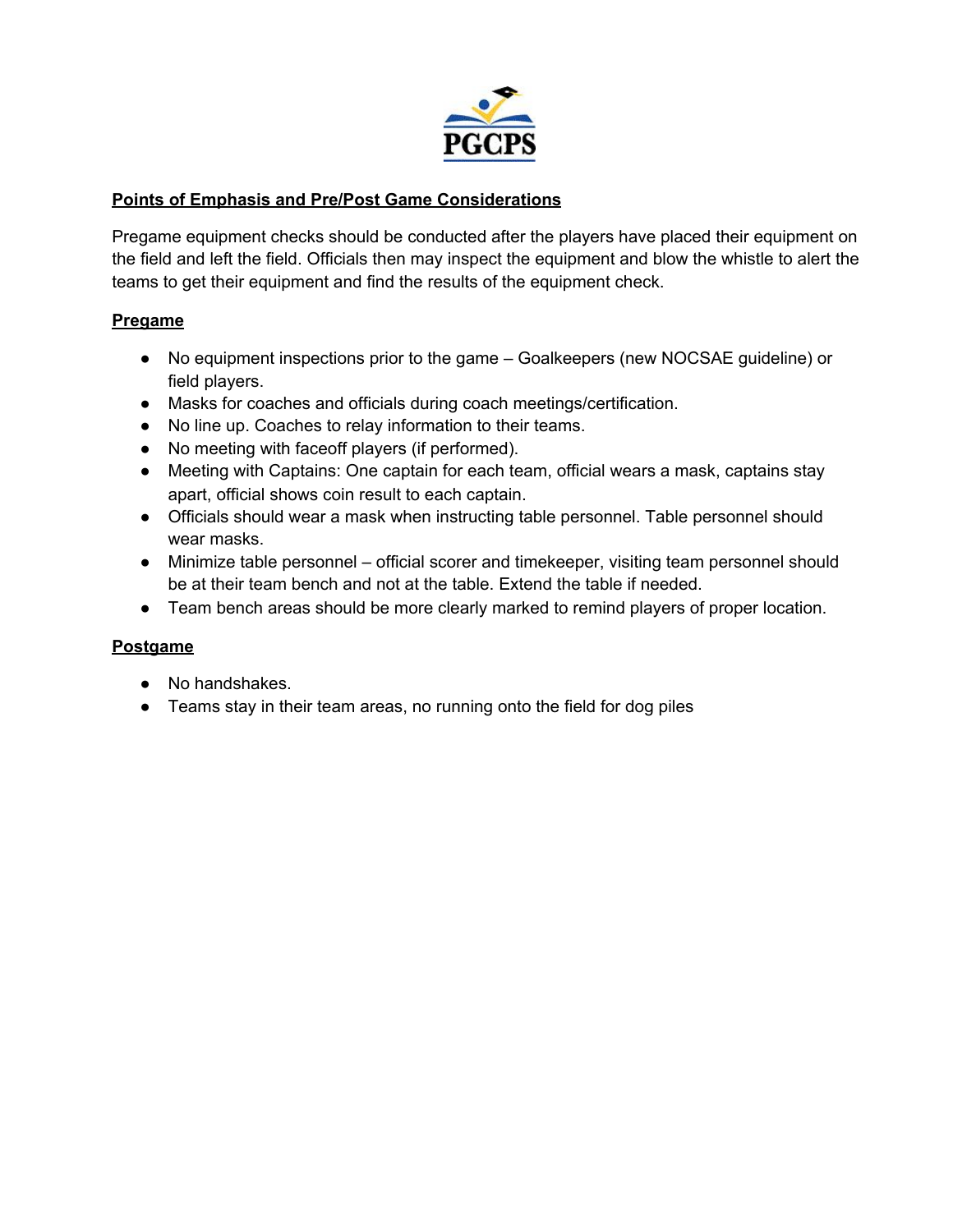## Points of Emphasis and Pre/Post Game Considerations

Pregame equipment checks should be conducted after the players have placed their equipment on the field and left the field. Officials then may inspect the equipment and blow the whistle to alert the teams to get their equipment and find the results of the equipment check.

### Pregame

- No equipment inspections prior to the game – Goalkeepers (new NOCSAE guideline) or field players.
- Masks for coaches and officials during coach meetings/certification.
- No line up. Coaches to relay information to their teams.
- No meeting with faceoff players (if performed).
- Meeting with Captains: One captain for each team, official wears a mask, captains stay apart, official shows coin result to each captain.
- Officials should wear a mask when instructing table personnel. Table personnel should wear masks.
- Minimize table personnel – official scorer and timekeeper, visiting team personnel should be at their team bench and not at the table. Extend the table if needed.
- Team bench areas should be more clearly marked to remind players of proper location.

### Postgame

- No handshakes.
- Teams stay in their team areas, no running onto the field for dog piles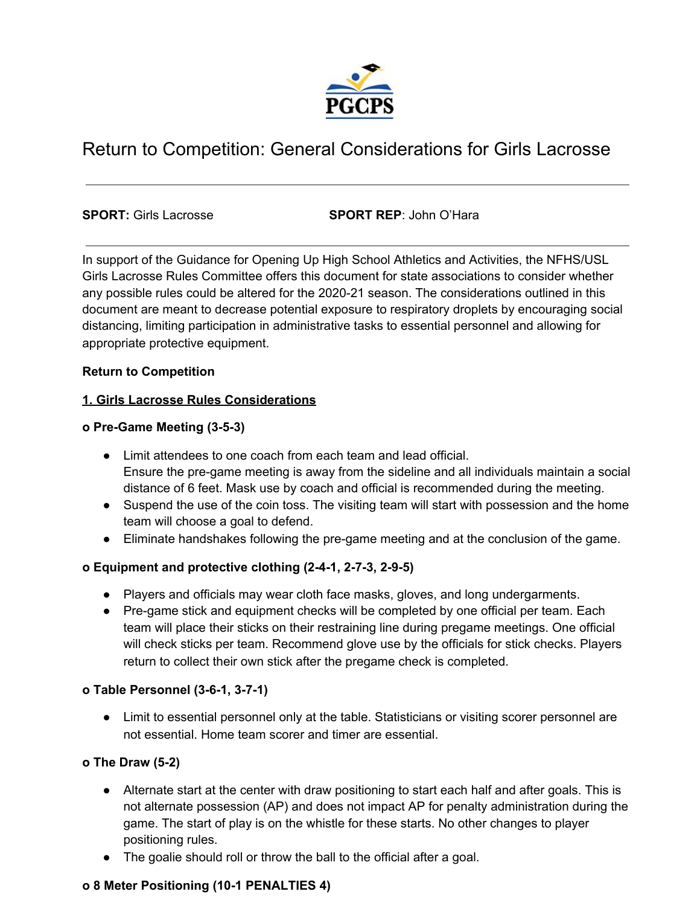PGCPS

# Return to Competition: General Considerations for Girls Lacrosse

---

**SPORT:** Girls Lacrosse **SPORT REP**: John O'Hara

---

In support of the Guidance for Opening Up High School Athletics and Activities, the NFHS/USL Girls Lacrosse Rules Committee offers this document for state associations to consider whether any possible rules could be altered for the 2020-21 season. The considerations outlined in this document are meant to decrease potential exposure to respiratory droplets by encouraging social distancing, limiting participation in administrative tasks to essential personnel and allowing for appropriate protective equipment.

**Return to Competition**

**1. Girls Lacrosse Rules Considerations**

**o Pre-Game Meeting (3-5-3)**

- Limit attendees to one coach from each team and lead official.
  Ensure the pre-game meeting is away from the sideline and all individuals maintain a social distance of 6 feet. Mask use by coach and official is recommended during the meeting.
- Suspend the use of the coin toss. The visiting team will start with possession and the home team will choose a goal to defend.
- Eliminate handshakes following the pre-game meeting and at the conclusion of the game.

**o Equipment and protective clothing (2-4-1, 2-7-3, 2-9-5)**

- Players and officials may wear cloth face masks, gloves, and long undergarments.
- Pre-game stick and equipment checks will be completed by one official per team. Each team will place their sticks on their restraining line during pregame meetings. One official will check sticks per team. Recommend glove use by the officials for stick checks. Players return to collect their own stick after the pregame check is completed.

**o Table Personnel (3-6-1, 3-7-1)**

- Limit to essential personnel only at the table. Statisticians or visiting scorer personnel are not essential. Home team scorer and timer are essential.

**o The Draw (5-2)**

- Alternate start at the center with draw positioning to start each half and after goals. This is not alternate possession (AP) and does not impact AP for penalty administration during the game. The start of play is on the whistle for these starts. No other changes to player positioning rules.
- The goalie should roll or throw the ball to the official after a goal.

**o 8 Meter Positioning (10-1 PENALTIES 4)**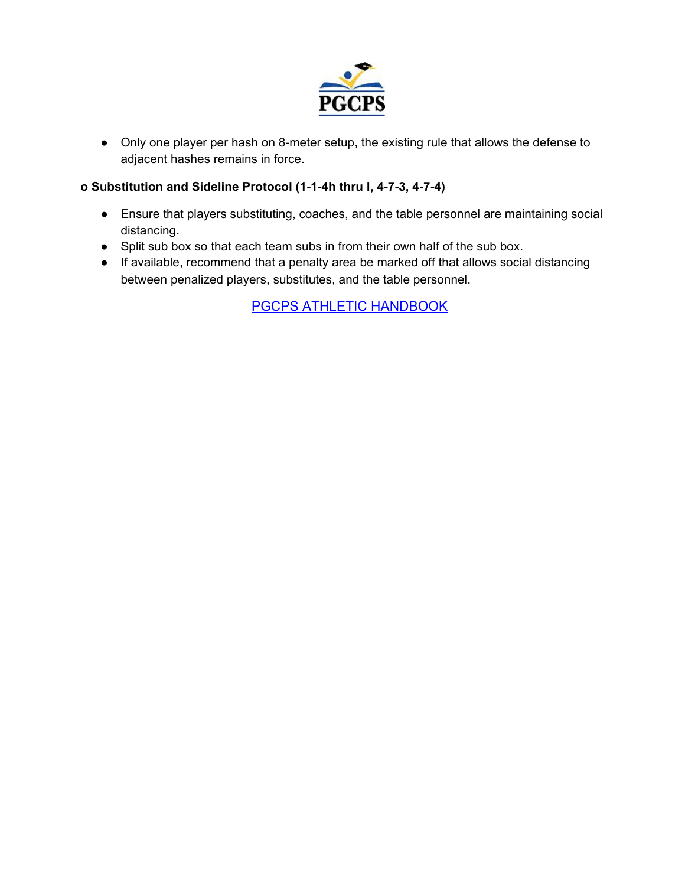- Only one player per hash on 8-meter setup, the existing rule that allows the defense to adjacent hashes remains in force.

**o Substitution and Sideline Protocol (1-1-4h thru l, 4-7-3, 4-7-4)**

- Ensure that players substituting, coaches, and the table personnel are maintaining social distancing.
- Split sub box so that each team subs in from their own half of the sub box.
- If available, recommend that a penalty area be marked off that allows social distancing between penalized players, substitutes, and the table personnel.

PGCPS ATHLETIC HANDBOOK